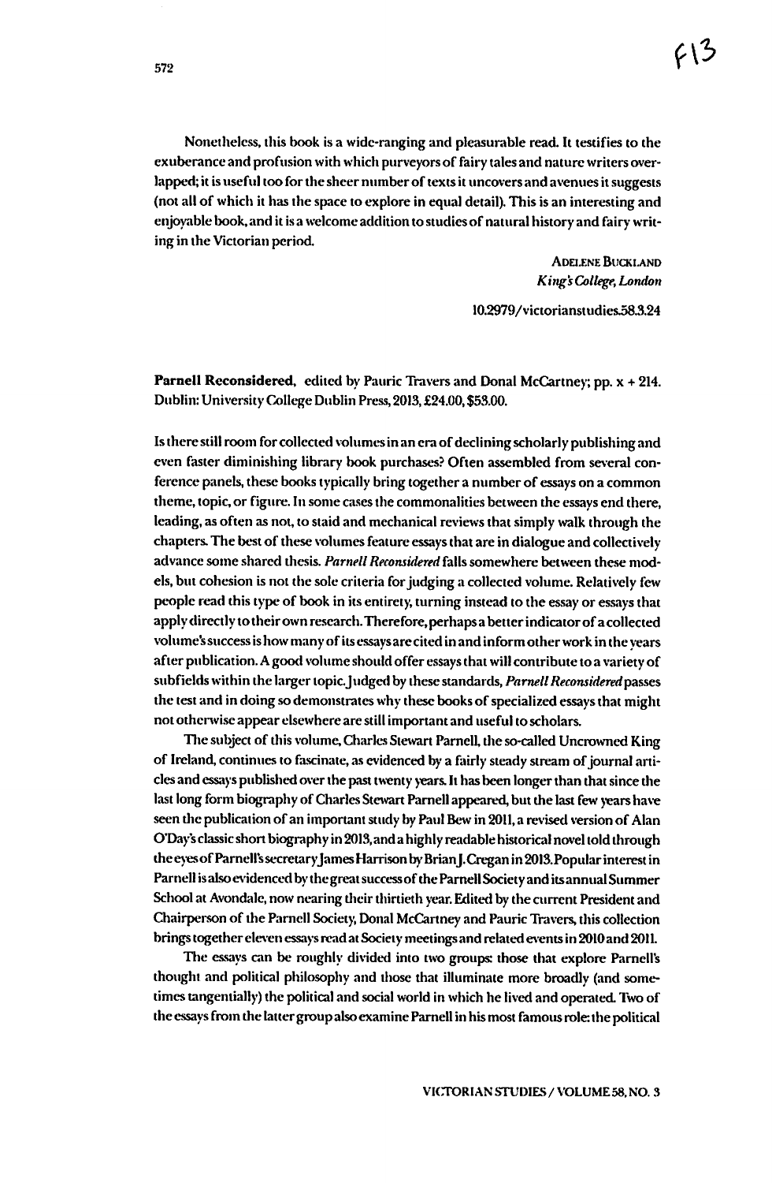Nonetheless, this book is a wide-ranging and pleasurable read. It testifies to the exuberance and profusion with which purveyors of fairy tales and nature writers overlapped; it is useful too for the sheer number of texts it uncovers and avenues it suggests (not all of which it has the space to explore in equal detail). This is an interesting and enjoyable book, and it is a welcome addition to studies of natural history and fairy writing in the Victorian period.

ADELENE BUCKLAND
*King's College, London*

10.2979/victorianstudies.58.3.24

**Parnell Reconsidered,** edited by Pauric Travers and Donal McCartney; pp. x + 214. Dublin: University College Dublin Press, 2013, £24.00, $53.00.

Is there still room for collected volumes in an era of declining scholarly publishing and even faster diminishing library book purchases? Often assembled from several conference panels, these books typically bring together a number of essays on a common theme, topic, or figure. In some cases the commonalities between the essays end there, leading, as often as not, to staid and mechanical reviews that simply walk through the chapters. The best of these volumes feature essays that are in dialogue and collectively advance some shared thesis. *Parnell Reconsidered* falls somewhere between these models, but cohesion is not the sole criteria for judging a collected volume. Relatively few people read this type of book in its entirety, turning instead to the essay or essays that apply directly to their own research. Therefore, perhaps a better indicator of a collected volume's success is how many of its essays are cited in and inform other work in the years after publication. A good volume should offer essays that will contribute to a variety of subfields within the larger topic. Judged by these standards, *Parnell Reconsidered* passes the test and in doing so demonstrates why these books of specialized essays that might not otherwise appear elsewhere are still important and useful to scholars.

The subject of this volume, Charles Stewart Parnell, the so-called Uncrowned King of Ireland, continues to fascinate, as evidenced by a fairly steady stream of journal articles and essays published over the past twenty years. It has been longer than that since the last long form biography of Charles Stewart Parnell appeared, but the last few years have seen the publication of an important study by Paul Bew in 2011, a revised version of Alan O'Day's classic short biography in 2013, and a highly readable historical novel told through the eyes of Parnell's secretary James Harrison by Brian J. Cregan in 2013. Popular interest in Parnell is also evidenced by the great success of the Parnell Society and its annual Summer School at Avondale, now nearing their thirtieth year. Edited by the current President and Chairperson of the Parnell Society, Donal McCartney and Pauric Travers, this collection brings together eleven essays read at Society meetings and related events in 2010 and 2011.

The essays can be roughly divided into two groups: those that explore Parnell's thought and political philosophy and those that illuminate more broadly (and sometimes tangentially) the political and social world in which he lived and operated. Two of the essays from the latter group also examine Parnell in his most famous role: the political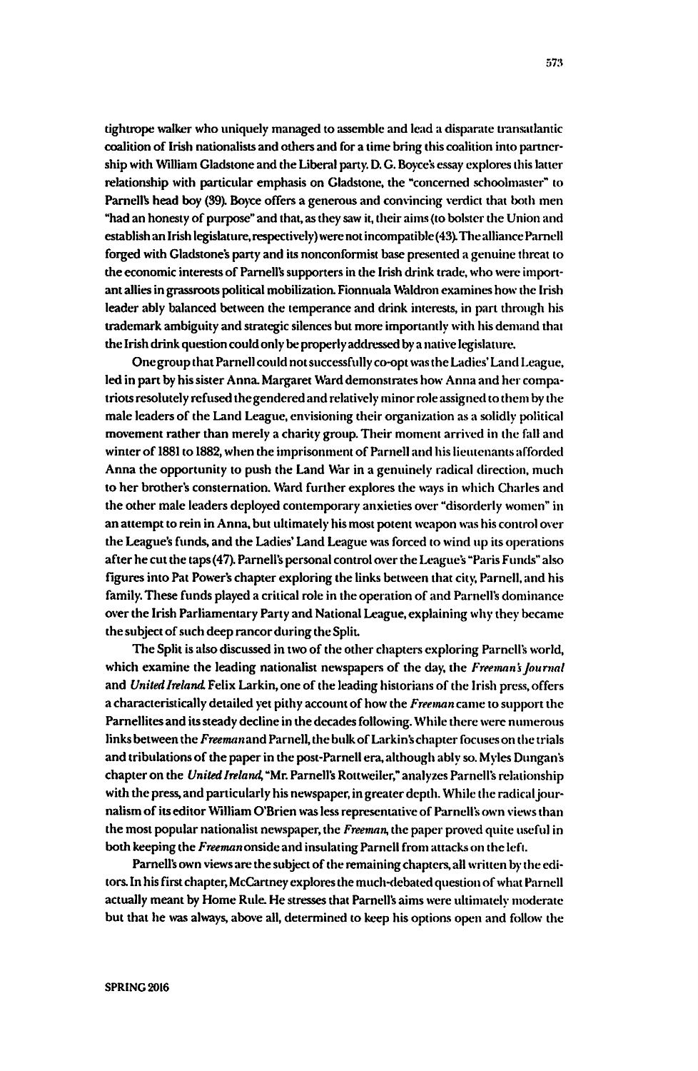tightrope walker who uniquely managed to assemble and lead a disparate transatlantic coalition of Irish nationalists and others and for a time bring this coalition into partnership with William Gladstone and the Liberal party. D. G. Boyce's essay explores this latter relationship with particular emphasis on Gladstone, the "concerned schoolmaster" to Parnell's head boy (39). Boyce offers a generous and convincing verdict that both men "had an honesty of purpose" and that, as they saw it, their aims (to bolster the Union and establish an Irish legislature, respectively) were not incompatible (43). The alliance Parnell forged with Gladstone's party and its nonconformist base presented a genuine threat to the economic interests of Parnell's supporters in the Irish drink trade, who were important allies in grassroots political mobilization. Fionnuala Waldron examines how the Irish leader ably balanced between the temperance and drink interests, in part through his trademark ambiguity and strategic silences but more importantly with his demand that the Irish drink question could only be properly addressed by a native legislature.

One group that Parnell could not successfully co-opt was the Ladies' Land League, led in part by his sister Anna. Margaret Ward demonstrates how Anna and her compatriots resolutely refused the gendered and relatively minor role assigned to them by the male leaders of the Land League, envisioning their organization as a solidly political movement rather than merely a charity group. Their moment arrived in the fall and winter of 1881 to 1882, when the imprisonment of Parnell and his lieutenants afforded Anna the opportunity to push the Land War in a genuinely radical direction, much to her brother's consternation. Ward further explores the ways in which Charles and the other male leaders deployed contemporary anxieties over "disorderly women" in an attempt to rein in Anna, but ultimately his most potent weapon was his control over the League's funds, and the Ladies' Land League was forced to wind up its operations after he cut the taps (47). Parnell's personal control over the League's "Paris Funds" also figures into Pat Power's chapter exploring the links between that city, Parnell, and his family. These funds played a critical role in the operation of and Parnell's dominance over the Irish Parliamentary Party and National League, explaining why they became the subject of such deep rancor during the Split.

The Split is also discussed in two of the other chapters exploring Parnell's world, which examine the leading nationalist newspapers of the day, the *Freeman's Journal* and *United Ireland*. Felix Larkin, one of the leading historians of the Irish press, offers a characteristically detailed yet pithy account of how the *Freeman* came to support the Parnellites and its steady decline in the decades following. While there were numerous links between the *Freeman* and Parnell, the bulk of Larkin's chapter focuses on the trials and tribulations of the paper in the post-Parnell era, although ably so. Myles Dungan's chapter on the *United Ireland*, "Mr. Parnell's Rottweiler," analyzes Parnell's relationship with the press, and particularly his newspaper, in greater depth. While the radical journalism of its editor William O'Brien was less representative of Parnell's own views than the most popular nationalist newspaper, the *Freeman*, the paper proved quite useful in both keeping the *Freeman* onside and insulating Parnell from attacks on the left.

Parnell's own views are the subject of the remaining chapters, all written by the editors. In his first chapter, McCartney explores the much-debated question of what Parnell actually meant by Home Rule. He stresses that Parnell's aims were ultimately moderate but that he was always, above all, determined to keep his options open and follow the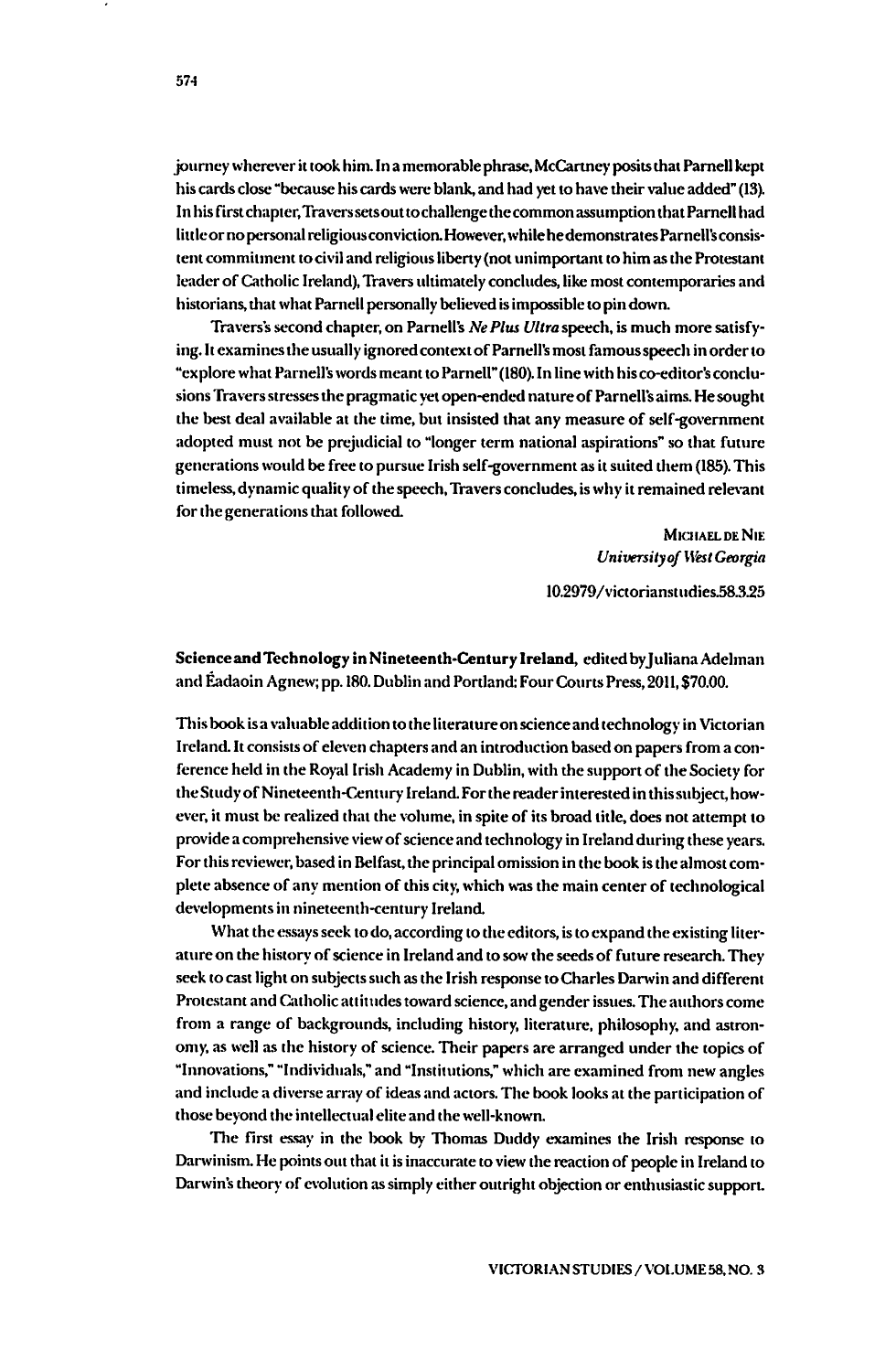journey wherever it took him. In a memorable phrase, McCartney posits that Parnell kept his cards close "because his cards were blank, and had yet to have their value added" (13). In his first chapter, Travers sets out to challenge the common assumption that Parnell had little or no personal religious conviction. However, while he demonstrates Parnell's consistent commitment to civil and religious liberty (not unimportant to him as the Protestant leader of Catholic Ireland), Travers ultimately concludes, like most contemporaries and historians, that what Parnell personally believed is impossible to pin down.

Travers's second chapter, on Parnell's *Ne Plus Ultra* speech, is much more satisfying. It examines the usually ignored context of Parnell's most famous speech in order to "explore what Parnell's words meant to Parnell" (180). In line with his co-editor's conclusions Travers stresses the pragmatic yet open-ended nature of Parnell's aims. He sought the best deal available at the time, but insisted that any measure of self-government adopted must not be prejudicial to "longer term national aspirations" so that future generations would be free to pursue Irish self-government as it suited them (185). This timeless, dynamic quality of the speech, Travers concludes, is why it remained relevant for the generations that followed.

MICHAEL DE NIE
*University of West Georgia*

10.2979/victorianstudies.58.3.25

**Science and Technology in Nineteenth-Century Ireland,** edited by Juliana Adelman and Éadaoin Agnew; pp. 180. Dublin and Portland: Four Courts Press, 2011, $70.00.

This book is a valuable addition to the literature on science and technology in Victorian Ireland. It consists of eleven chapters and an introduction based on papers from a conference held in the Royal Irish Academy in Dublin, with the support of the Society for the Study of Nineteenth-Century Ireland. For the reader interested in this subject, however, it must be realized that the volume, in spite of its broad title, does not attempt to provide a comprehensive view of science and technology in Ireland during these years. For this reviewer, based in Belfast, the principal omission in the book is the almost complete absence of any mention of this city, which was the main center of technological developments in nineteenth-century Ireland.

What the essays seek to do, according to the editors, is to expand the existing literature on the history of science in Ireland and to sow the seeds of future research. They seek to cast light on subjects such as the Irish response to Charles Darwin and different Protestant and Catholic attitudes toward science, and gender issues. The authors come from a range of backgrounds, including history, literature, philosophy, and astronomy, as well as the history of science. Their papers are arranged under the topics of "Innovations," "Individuals," and "Institutions," which are examined from new angles and include a diverse array of ideas and actors. The book looks at the participation of those beyond the intellectual elite and the well-known.

The first essay in the book by Thomas Duddy examines the Irish response to Darwinism. He points out that it is inaccurate to view the reaction of people in Ireland to Darwin's theory of evolution as simply either outright objection or enthusiastic support.